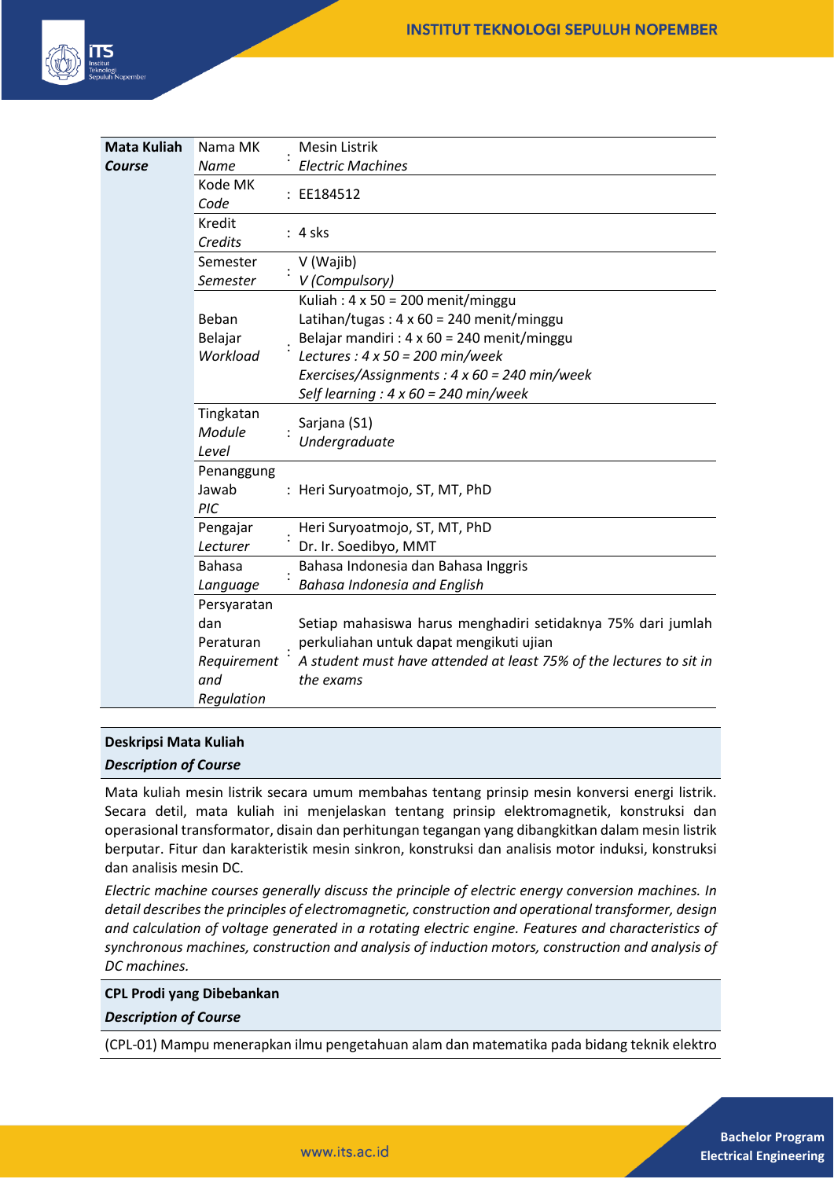| **Mata Kuliah** *Course* | Nama MK *Name* | : | Mesin Listrik *Electric Machines* |
|---|---|---|---|
| | Kode MK *Code* | : | EE184512 |
| | Kredit *Credits* | : | 4 sks |
| | Semester *Semester* | : | V (Wajib) *V (Compulsory)* |
| | Beban Belajar *Workload* | : | Kuliah : 4 x 50 = 200 menit/minggu<br>Latihan/tugas : 4 x 60 = 240 menit/minggu<br>Belajar mandiri : 4 x 60 = 240 menit/minggu<br>*Lectures : 4 x 50 = 200 min/week*<br>*Exercises/Assignments : 4 x 60 = 240 min/week*<br>*Self learning : 4 x 60 = 240 min/week* |
| | Tingkatan *Module Level* | : | Sarjana (S1) *Undergraduate* |
| | Penanggung Jawab *PIC* | : | Heri Suryoatmojo, ST, MT, PhD |
| | Pengajar *Lecturer* | : | Heri Suryoatmojo, ST, MT, PhD<br>Dr. Ir. Soedibyo, MMT |
| | Bahasa *Language* | : | Bahasa Indonesia dan Bahasa Inggris *Bahasa Indonesia and English* |
| | Persyaratan dan Peraturan *Requirement and Regulation* | : | Setiap mahasiswa harus menghadiri setidaknya 75% dari jumlah perkuliahan untuk dapat mengikuti ujian<br>*A student must have attended at least 75% of the lectures to sit in the exams* |

## Deskripsi Mata Kuliah
### *Description of Course*

Mata kuliah mesin listrik secara umum membahas tentang prinsip mesin konversi energi listrik. Secara detil, mata kuliah ini menjelaskan tentang prinsip elektromagnetik, konstruksi dan operasional transformator, disain dan perhitungan tegangan yang dibangkitkan dalam mesin listrik berputar. Fitur dan karakteristik mesin sinkron, konstruksi dan analisis motor induksi, konstruksi dan analisis mesin DC.

*Electric machine courses generally discuss the principle of electric energy conversion machines. In detail describes the principles of electromagnetic, construction and operational transformer, design and calculation of voltage generated in a rotating electric engine. Features and characteristics of synchronous machines, construction and analysis of induction motors, construction and analysis of DC machines.*

## CPL Prodi yang Dibebankan
### *Description of Course*

(CPL-01) Mampu menerapkan ilmu pengetahuan alam dan matematika pada bidang teknik elektro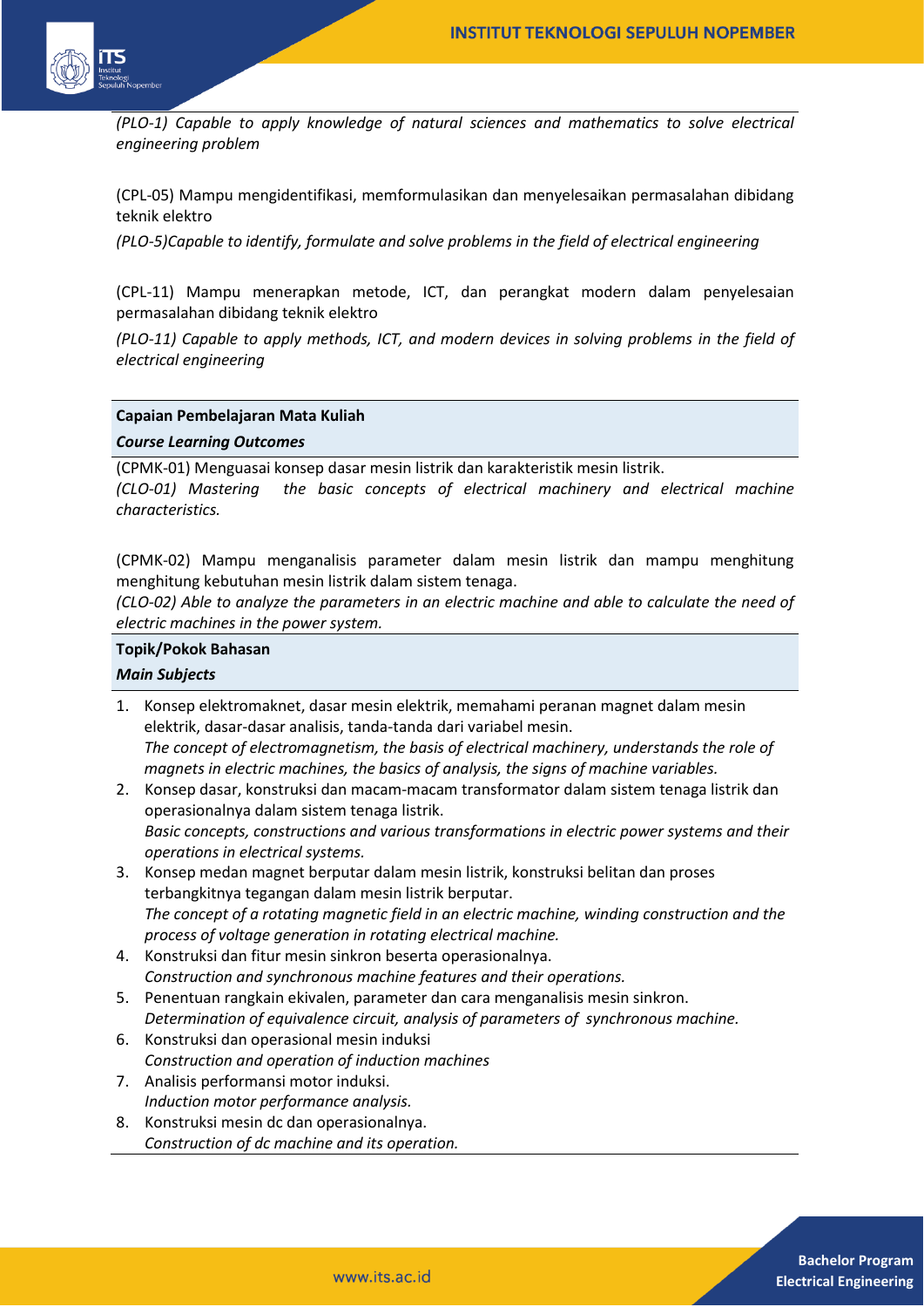*(PLO-1) Capable to apply knowledge of natural sciences and mathematics to solve electrical engineering problem*

(CPL-05) Mampu mengidentifikasi, memformulasikan dan menyelesaikan permasalahan dibidang teknik elektro

*(PLO-5)Capable to identify, formulate and solve problems in the field of electrical engineering*

(CPL-11) Mampu menerapkan metode, ICT, dan perangkat modern dalam penyelesaian permasalahan dibidang teknik elektro

*(PLO-11) Capable to apply methods, ICT, and modern devices in solving problems in the field of electrical engineering*

**Capaian Pembelajaran Mata Kuliah**

***Course Learning Outcomes***

(CPMK-01) Menguasai konsep dasar mesin listrik dan karakteristik mesin listrik.
*(CLO-01) Mastering the basic concepts of electrical machinery and electrical machine characteristics.*

(CPMK-02) Mampu menganalisis parameter dalam mesin listrik dan mampu menghitung menghitung kebutuhan mesin listrik dalam sistem tenaga.
*(CLO-02) Able to analyze the parameters in an electric machine and able to calculate the need of electric machines in the power system.*

**Topik/Pokok Bahasan**

***Main Subjects***

1. Konsep elektromaknet, dasar mesin elektrik, memahami peranan magnet dalam mesin elektrik, dasar-dasar analisis, tanda-tanda dari variabel mesin.
   *The concept of electromagnetism, the basis of electrical machinery, understands the role of magnets in electric machines, the basics of analysis, the signs of machine variables.*
2. Konsep dasar, konstruksi dan macam-macam transformator dalam sistem tenaga listrik dan operasionalnya dalam sistem tenaga listrik.
   *Basic concepts, constructions and various transformations in electric power systems and their operations in electrical systems.*
3. Konsep medan magnet berputar dalam mesin listrik, konstruksi belitan dan proses terbangkitnya tegangan dalam mesin listrik berputar.
   *The concept of a rotating magnetic field in an electric machine, winding construction and the process of voltage generation in rotating electrical machine.*
4. Konstruksi dan fitur mesin sinkron beserta operasionalnya.
   *Construction and synchronous machine features and their operations.*
5. Penentuan rangkain ekivalen, parameter dan cara menganalisis mesin sinkron.
   *Determination of equivalence circuit, analysis of parameters of synchronous machine.*
6. Konstruksi dan operasional mesin induksi
   *Construction and operation of induction machines*
7. Analisis performansi motor induksi.
   *Induction motor performance analysis.*
8. Konstruksi mesin dc dan operasionalnya.
   *Construction of dc machine and its operation.*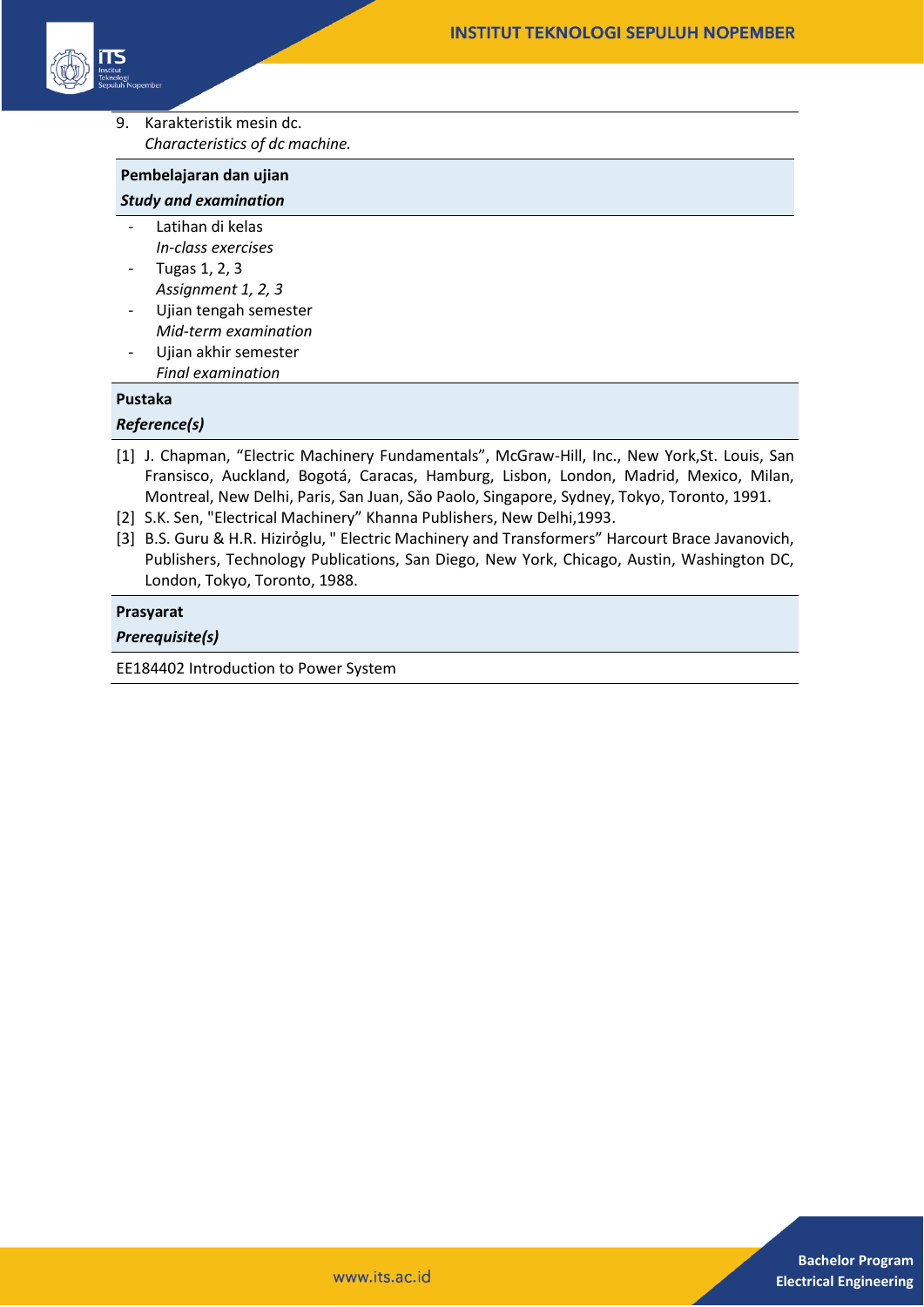9. Karakteristik mesin dc.
   *Characteristics of dc machine.*

**Pembelajaran dan ujian**
***Study and examination***

- Latihan di kelas
  *In-class exercises*
- Tugas 1, 2, 3
  *Assignment 1, 2, 3*
- Ujian tengah semester
  *Mid-term examination*
- Ujian akhir semester
  *Final examination*

**Pustaka**
***Reference(s)***

[1] J. Chapman, “Electric Machinery Fundamentals”, McGraw-Hill, Inc., New York,St. Louis, San Fransisco, Auckland, Bogotá, Caracas, Hamburg, Lisbon, London, Madrid, Mexico, Milan, Montreal, New Delhi, Paris, San Juan, Săo Paolo, Singapore, Sydney, Tokyo, Toronto, 1991.
[2] S.K. Sen, "Electrical Machinery” Khanna Publishers, New Delhi,1993.
[3] B.S. Guru & H.R. Hizirỏglu, " Electric Machinery and Transformers” Harcourt Brace Javanovich, Publishers, Technology Publications, San Diego, New York, Chicago, Austin, Washington DC, London, Tokyo, Toronto, 1988.

**Prasyarat**
***Prerequisite(s)***

EE184402 Introduction to Power System